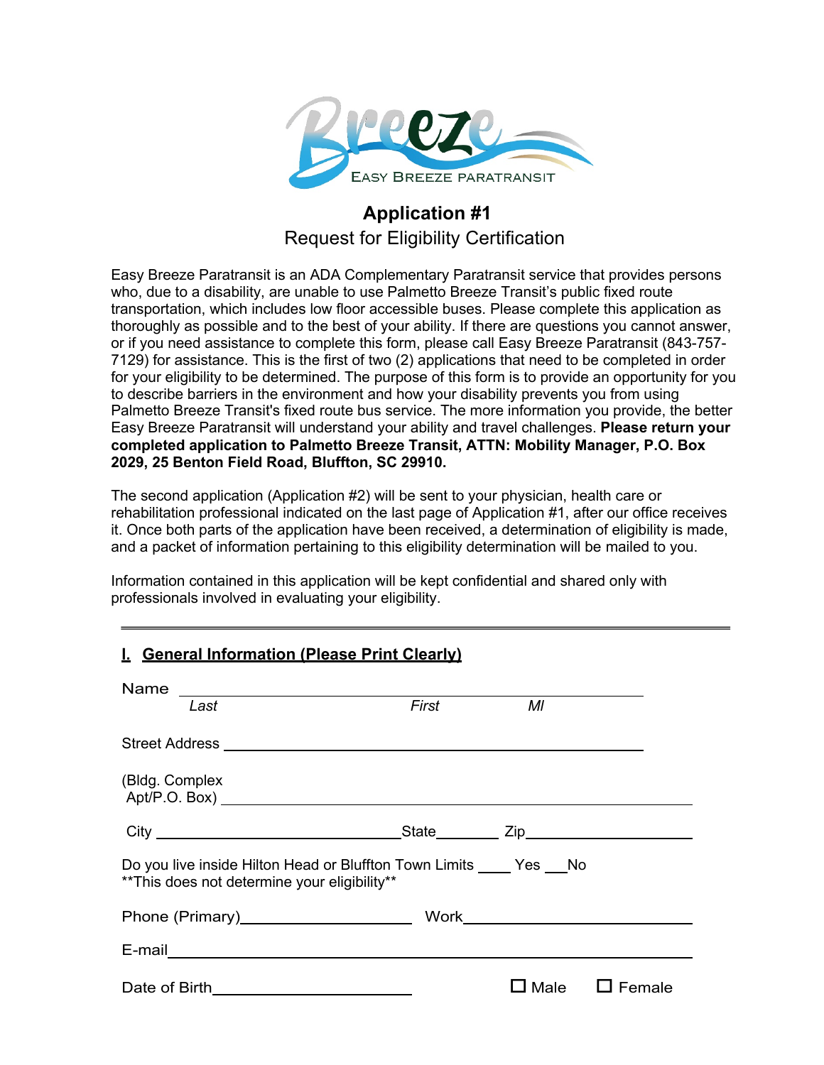Breeze

EASY BREEZE PARATRANSIT

# Application #1

## Request for Eligibility Certification

Easy Breeze Paratransit is an ADA Complementary Paratransit service that provides persons who, due to a disability, are unable to use Palmetto Breeze Transit's public fixed route transportation, which includes low floor accessible buses. Please complete this application as thoroughly as possible and to the best of your ability. If there are questions you cannot answer, or if you need assistance to complete this form, please call Easy Breeze Paratransit (843-757-7129) for assistance. This is the first of two (2) applications that need to be completed in order for your eligibility to be determined. The purpose of this form is to provide an opportunity for you to describe barriers in the environment and how your disability prevents you from using Palmetto Breeze Transit's fixed route bus service. The more information you provide, the better Easy Breeze Paratransit will understand your ability and travel challenges. **Please return your completed application to Palmetto Breeze Transit, ATTN: Mobility Manager, P.O. Box 2029, 25 Benton Field Road, Bluffton, SC 29910.**

The second application (Application #2) will be sent to your physician, health care or rehabilitation professional indicated on the last page of Application #1, after our office receives it. Once both parts of the application have been received, a determination of eligibility is made, and a packet of information pertaining to this eligibility determination will be mailed to you.

Information contained in this application will be kept confidential and shared only with professionals involved in evaluating your eligibility.

---

## I. General Information (Please Print Clearly)

Name ______________________________________________
*Last* *First* *MI*

Street Address ______________________________________________

(Bldg. Complex
Apt/P.O. Box) ______________________________________________

City ______________________ State ________ Zip ______________

Do you live inside Hilton Head or Bluffton Town Limits ____ Yes ___No
**This does not determine your eligibility**

Phone (Primary) ____________________ Work ______________________

E-mail ______________________________________________

Date of Birth ______________________ ☐ Male ☐ Female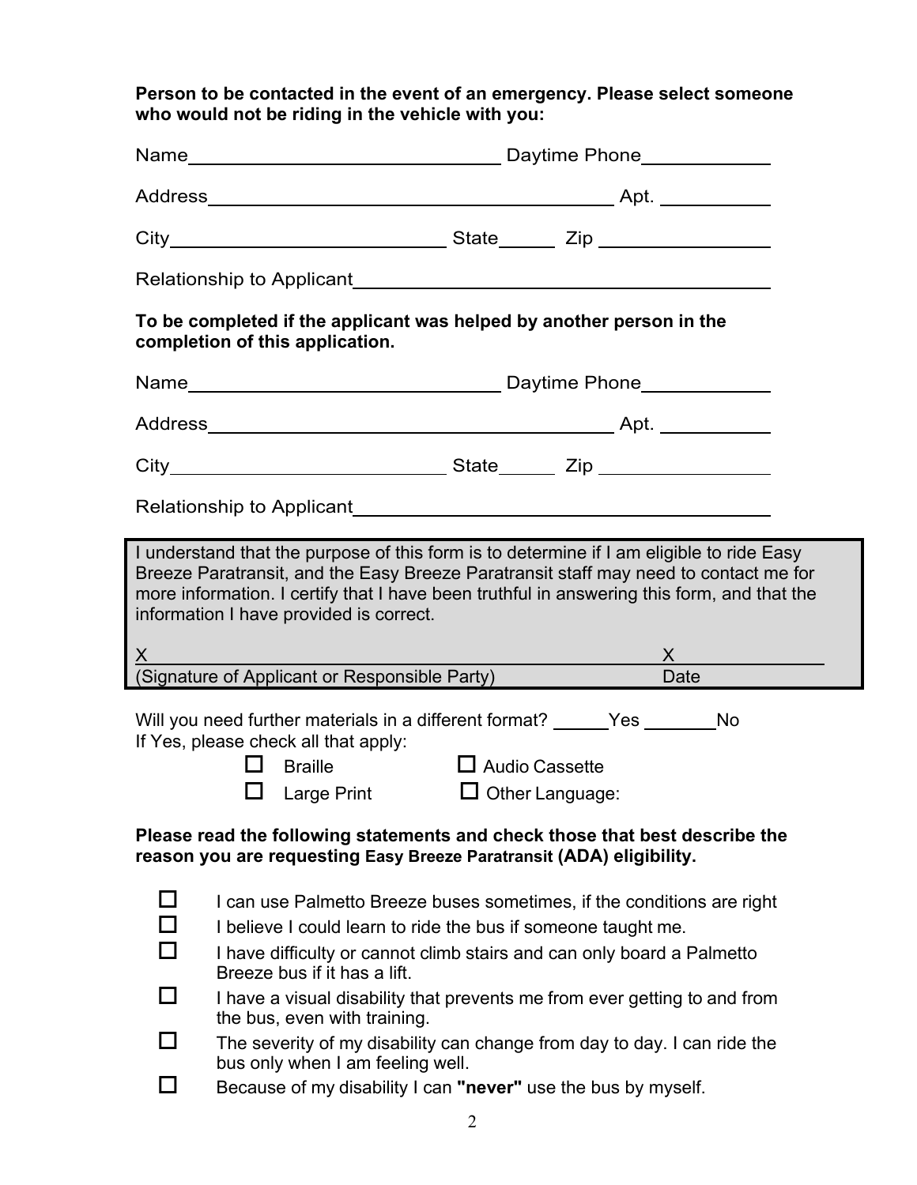**Person to be contacted in the event of an emergency. Please select someone who would not be riding in the vehicle with you:**

Name______________________________ Daytime Phone____________

Address________________________________________ Apt. __________

City__________________________ State______ Zip ________________

Relationship to Applicant________________________________________

**To be completed if the applicant was helped by another person in the completion of this application.**

Name______________________________ Daytime Phone____________

Address________________________________________ Apt. __________

City__________________________ State______ Zip ________________

Relationship to Applicant________________________________________

I understand that the purpose of this form is to determine if I am eligible to ride Easy Breeze Paratransit, and the Easy Breeze Paratransit staff may need to contact me for more information. I certify that I have been truthful in answering this form, and that the information I have provided is correct.

X____________________________________________________ X______________
(Signature of Applicant or Responsible Party) Date

Will you need further materials in a different format? _____Yes _______No
If Yes, please check all that apply:

- ☐ Braille
- ☐ Audio Cassette
- ☐ Large Print
- ☐ Other Language:

**Please read the following statements and check those that best describe the reason you are requesting Easy Breeze Paratransit (ADA) eligibility.**

- ☐ I can use Palmetto Breeze buses sometimes, if the conditions are right
- ☐ I believe I could learn to ride the bus if someone taught me.
- ☐ I have difficulty or cannot climb stairs and can only board a Palmetto Breeze bus if it has a lift.
- ☐ I have a visual disability that prevents me from ever getting to and from the bus, even with training.
- ☐ The severity of my disability can change from day to day. I can ride the bus only when I am feeling well.
- ☐ Because of my disability I can **"never"** use the bus by myself.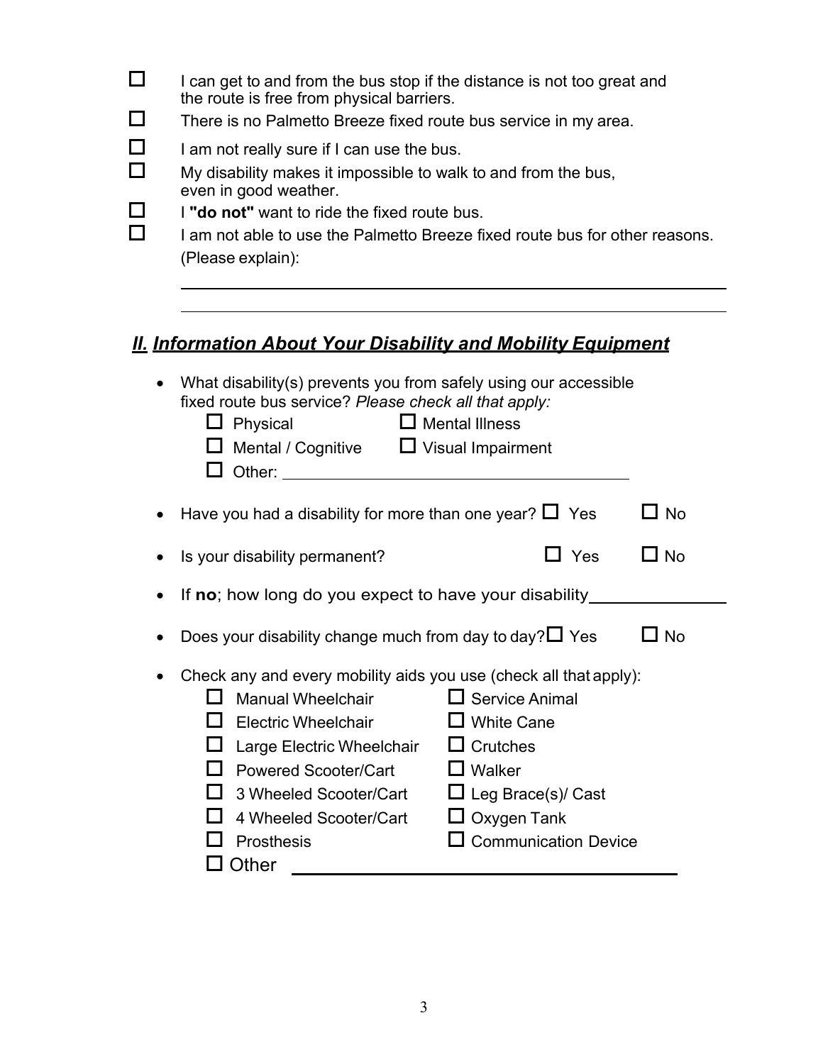- ☐ I can get to and from the bus stop if the distance is not too great and the route is free from physical barriers.
- ☐ There is no Palmetto Breeze fixed route bus service in my area.
- ☐ I am not really sure if I can use the bus.
- ☐ My disability makes it impossible to walk to and from the bus, even in good weather.
- ☐ I **"do not"** want to ride the fixed route bus.
- ☐ I am not able to use the Palmetto Breeze fixed route bus for other reasons. (Please explain):

______________________________________________________________

______________________________________________________________

## ***II. Information About Your Disability and Mobility Equipment***

- What disability(s) prevents you from safely using our accessible fixed route bus service? *Please check all that apply:*
  - ☐ Physical
  - ☐ Mental Illness
  - ☐ Mental / Cognitive
  - ☐ Visual Impairment
  - ☐ Other: ______________________________

- Have you had a disability for more than one year? ☐ Yes ☐ No
- Is your disability permanent? ☐ Yes ☐ No
- If **no**; how long do you expect to have your disability______________
- Does your disability change much from day to day? ☐ Yes ☐ No
- Check any and every mobility aids you use (check all that apply):
  - ☐ Manual Wheelchair
  - ☐ Service Animal
  - ☐ Electric Wheelchair
  - ☐ White Cane
  - ☐ Large Electric Wheelchair
  - ☐ Crutches
  - ☐ Powered Scooter/Cart
  - ☐ Walker
  - ☐ 3 Wheeled Scooter/Cart
  - ☐ Leg Brace(s)/ Cast
  - ☐ 4 Wheeled Scooter/Cart
  - ☐ Oxygen Tank
  - ☐ Prosthesis
  - ☐ Communication Device
  - ☐ Other ______________________________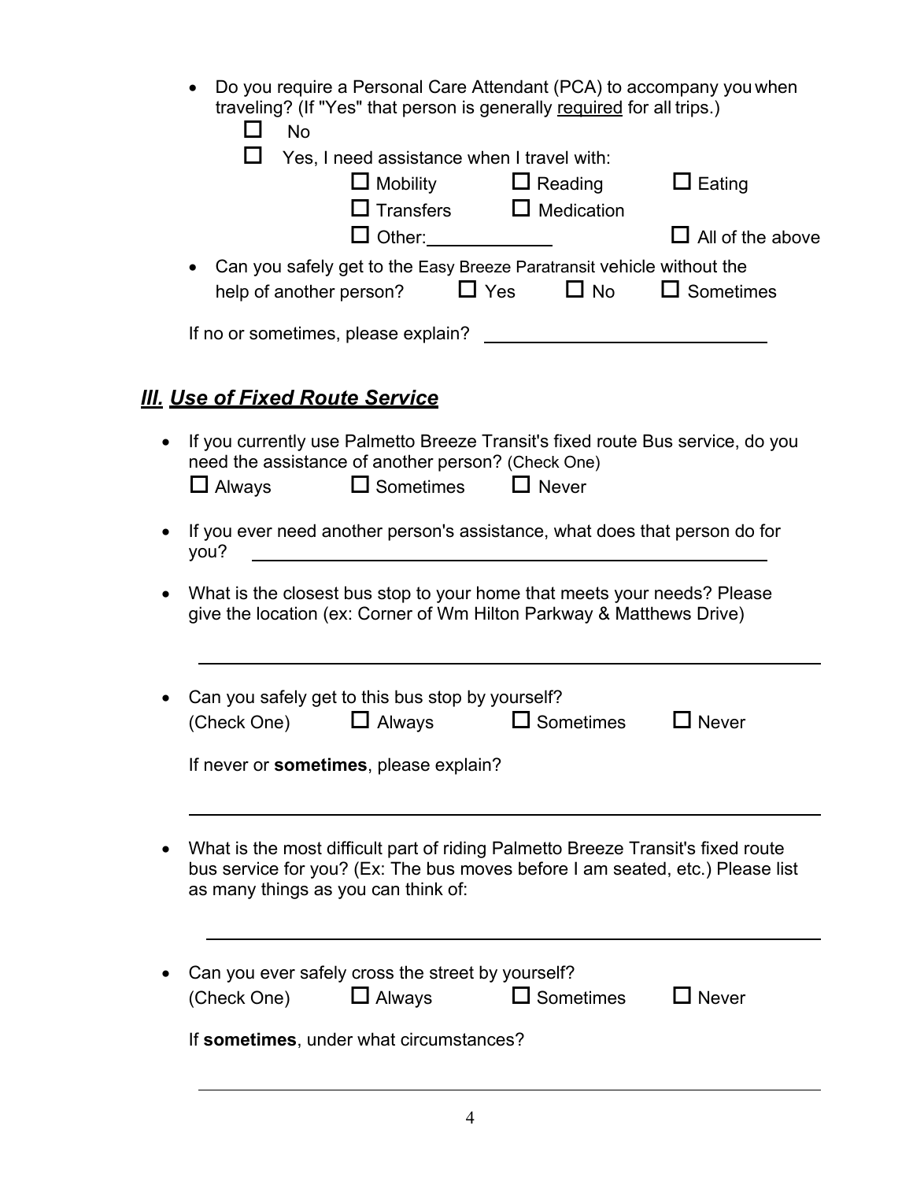- Do you require a Personal Care Attendant (PCA) to accompany you when traveling? (If "Yes" that person is generally <u>required</u> for all trips.)
  - ☐ No
  - ☐ Yes, I need assistance when I travel with:
    - ☐ Mobility ☐ Reading ☐ Eating
    - ☐ Transfers ☐ Medication
    - ☐ Other:____________ ☐ All of the above
- Can you safely get to the Easy Breeze Paratransit vehicle without the help of another person? ☐ Yes ☐ No ☐ Sometimes

If no or sometimes, please explain? ____________________________

## ***III. Use of Fixed Route Service***

- If you currently use Palmetto Breeze Transit's fixed route Bus service, do you need the assistance of another person? (Check One)

  ☐ Always ☐ Sometimes ☐ Never

- If you ever need another person's assistance, what does that person do for you? ____________________________________________

- What is the closest bus stop to your home that meets your needs? Please give the location (ex: Corner of Wm Hilton Parkway & Matthews Drive)

  ____________________________________________________________

- Can you safely get to this bus stop by yourself?

  (Check One) ☐ Always ☐ Sometimes ☐ Never

  If never or **sometimes**, please explain?

  ____________________________________________________________

- What is the most difficult part of riding Palmetto Breeze Transit's fixed route bus service for you? (Ex: The bus moves before I am seated, etc.) Please list as many things as you can think of:

  ____________________________________________________________

- Can you ever safely cross the street by yourself?

  (Check One) ☐ Always ☐ Sometimes ☐ Never

  If **sometimes**, under what circumstances?

  ____________________________________________________________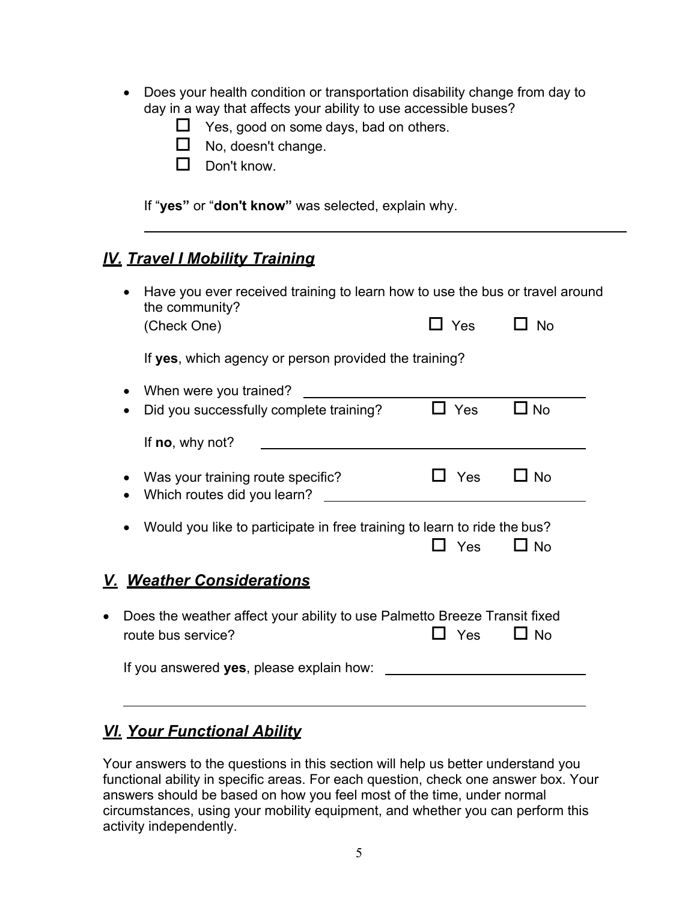- Does your health condition or transportation disability change from day to day in a way that affects your ability to use accessible buses?
  - ☐ Yes, good on some days, bad on others.
  - ☐ No, doesn't change.
  - ☐ Don't know.

  If "**yes"** or "**don't know"** was selected, explain why.

  ______________________________________________________________

## ***IV. Travel I Mobility Training***

- Have you ever received training to learn how to use the bus or travel around the community?
  (Check One) ☐ Yes ☐ No

  If **yes**, which agency or person provided the training?

- When were you trained? ______________________________
- Did you successfully complete training? ☐ Yes ☐ No

  If **no**, why not? ______________________________

- Was your training route specific? ☐ Yes ☐ No
- Which routes did you learn? ______________________________

- Would you like to participate in free training to learn to ride the bus?
  ☐ Yes ☐ No

## ***V. Weather Considerations***

- Does the weather affect your ability to use Palmetto Breeze Transit fixed route bus service? ☐ Yes ☐ No

  If you answered **yes**, please explain how: ______________________________

  ______________________________________________________________

## ***VI. Your Functional Ability***

Your answers to the questions in this section will help us better understand you functional ability in specific areas. For each question, check one answer box. Your answers should be based on how you feel most of the time, under normal circumstances, using your mobility equipment, and whether you can perform this activity independently.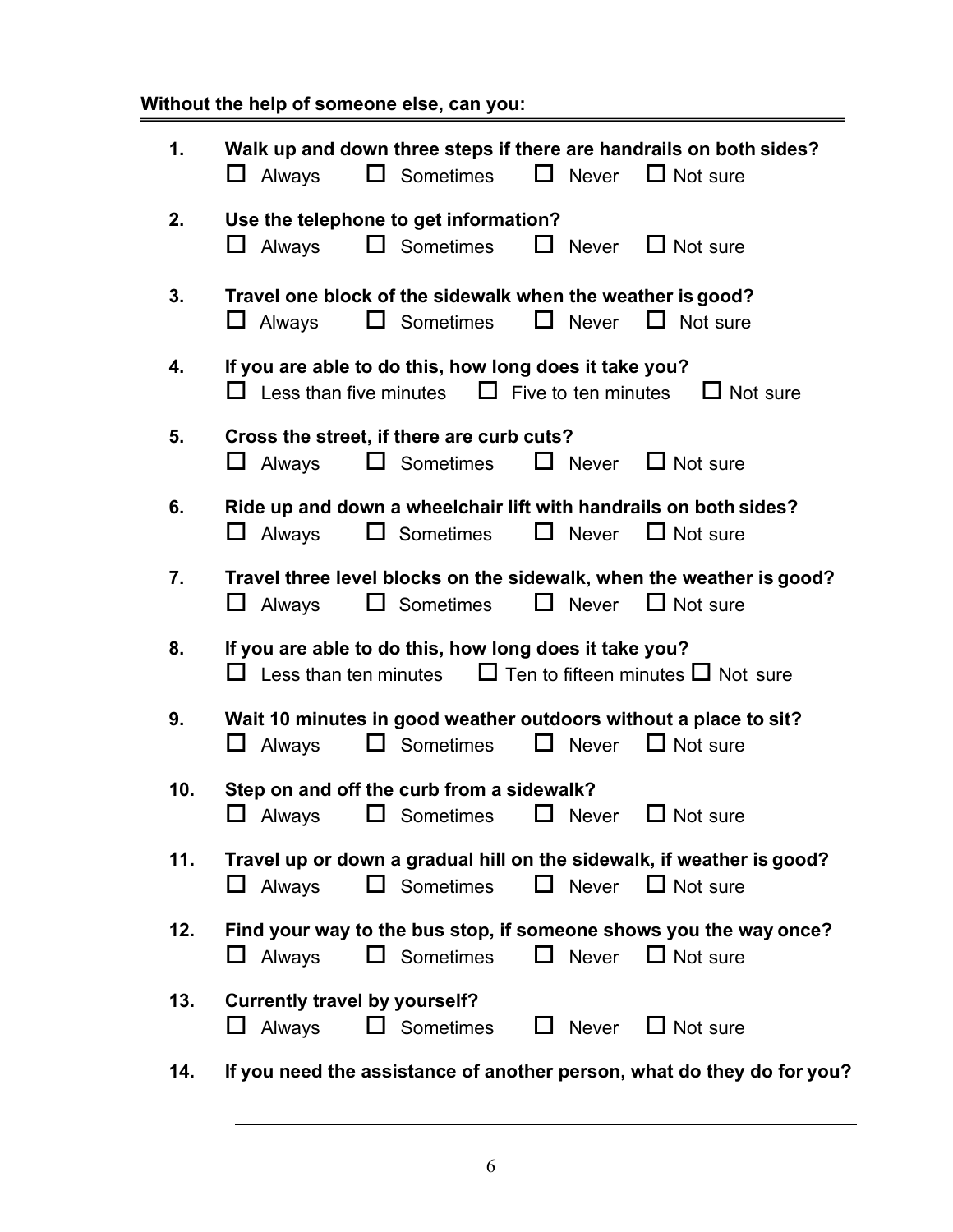**Without the help of someone else, can you:**

1. **Walk up and down three steps if there are handrails on both sides?**
   ☐ Always ☐ Sometimes ☐ Never ☐ Not sure

2. **Use the telephone to get information?**
   ☐ Always ☐ Sometimes ☐ Never ☐ Not sure

3. **Travel one block of the sidewalk when the weather is good?**
   ☐ Always ☐ Sometimes ☐ Never ☐ Not sure

4. **If you are able to do this, how long does it take you?**
   ☐ Less than five minutes ☐ Five to ten minutes ☐ Not sure

5. **Cross the street, if there are curb cuts?**
   ☐ Always ☐ Sometimes ☐ Never ☐ Not sure

6. **Ride up and down a wheelchair lift with handrails on both sides?**
   ☐ Always ☐ Sometimes ☐ Never ☐ Not sure

7. **Travel three level blocks on the sidewalk, when the weather is good?**
   ☐ Always ☐ Sometimes ☐ Never ☐ Not sure

8. **If you are able to do this, how long does it take you?**
   ☐ Less than ten minutes ☐ Ten to fifteen minutes ☐ Not sure

9. **Wait 10 minutes in good weather outdoors without a place to sit?**
   ☐ Always ☐ Sometimes ☐ Never ☐ Not sure

10. **Step on and off the curb from a sidewalk?**
    ☐ Always ☐ Sometimes ☐ Never ☐ Not sure

11. **Travel up or down a gradual hill on the sidewalk, if weather is good?**
    ☐ Always ☐ Sometimes ☐ Never ☐ Not sure

12. **Find your way to the bus stop, if someone shows you the way once?**
    ☐ Always ☐ Sometimes ☐ Never ☐ Not sure

13. **Currently travel by yourself?**
    ☐ Always ☐ Sometimes ☐ Never ☐ Not sure

14. **If you need the assistance of another person, what do they do for you?**

    ______________________________________________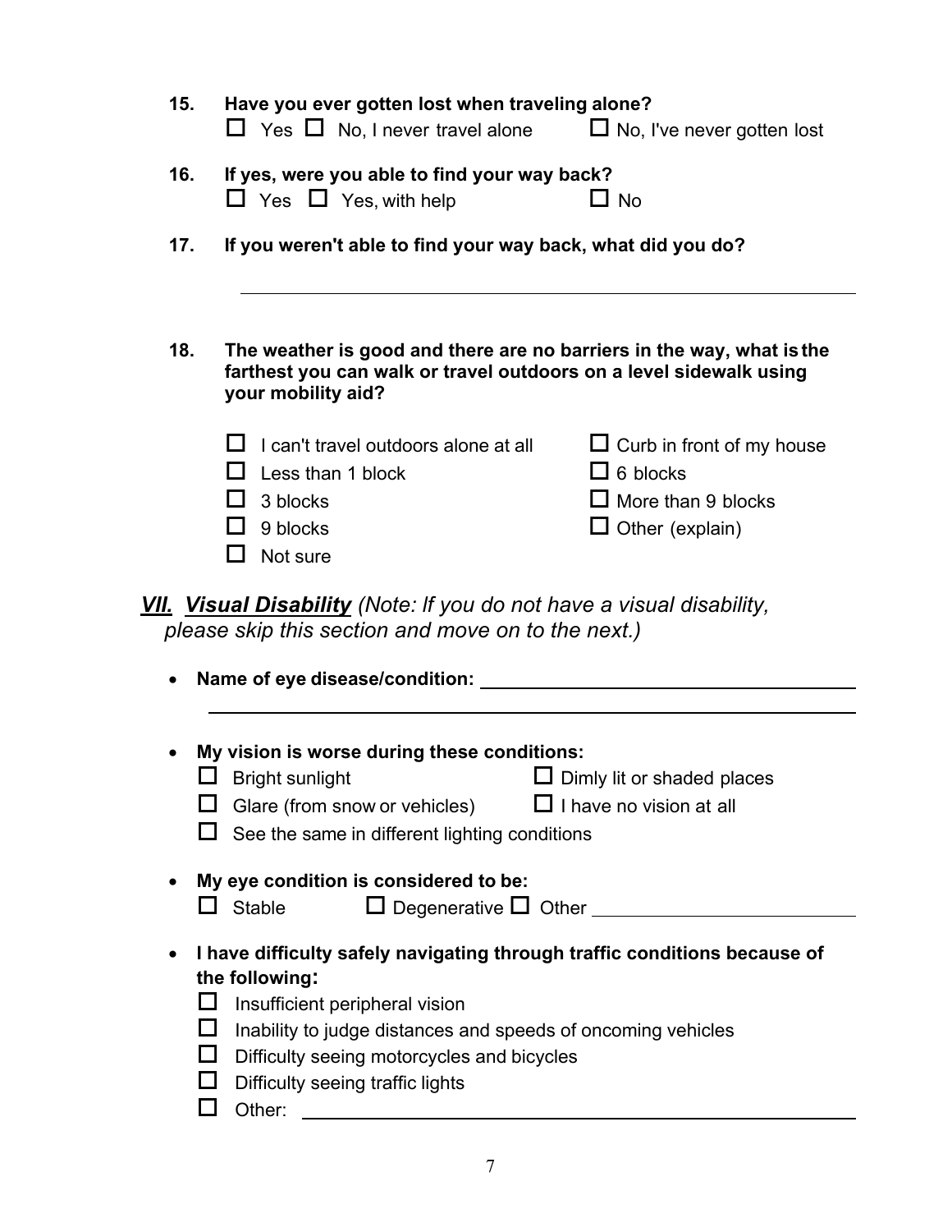**15. Have you ever gotten lost when traveling alone?**

☐ Yes ☐ No, I never travel alone ☐ No, I've never gotten lost

**16. If yes, were you able to find your way back?**

☐ Yes ☐ Yes, with help ☐ No

**17. If you weren't able to find your way back, what did you do?**

______________________________________________________________

**18. The weather is good and there are no barriers in the way, what is the farthest you can walk or travel outdoors on a level sidewalk using your mobility aid?**

☐ I can't travel outdoors alone at all
☐ Curb in front of my house
☐ Less than 1 block
☐ 6 blocks
☐ 3 blocks
☐ More than 9 blocks
☐ 9 blocks
☐ Other (explain)
☐ Not sure

## ***VII. Visual Disability*** *(Note: If you do not have a visual disability, please skip this section and move on to the next.)*

- **Name of eye disease/condition:** ______________________________________

  ______________________________________________________________

- **My vision is worse during these conditions:**

  ☐ Bright sunlight
  ☐ Dimly lit or shaded places
  ☐ Glare (from snow or vehicles)
  ☐ I have no vision at all
  ☐ See the same in different lighting conditions

- **My eye condition is considered to be:**

  ☐ Stable ☐ Degenerative ☐ Other ____________________

- **I have difficulty safely navigating through traffic conditions because of the following:**

  ☐ Insufficient peripheral vision
  ☐ Inability to judge distances and speeds of oncoming vehicles
  ☐ Difficulty seeing motorcycles and bicycles
  ☐ Difficulty seeing traffic lights
  ☐ Other: ______________________________________________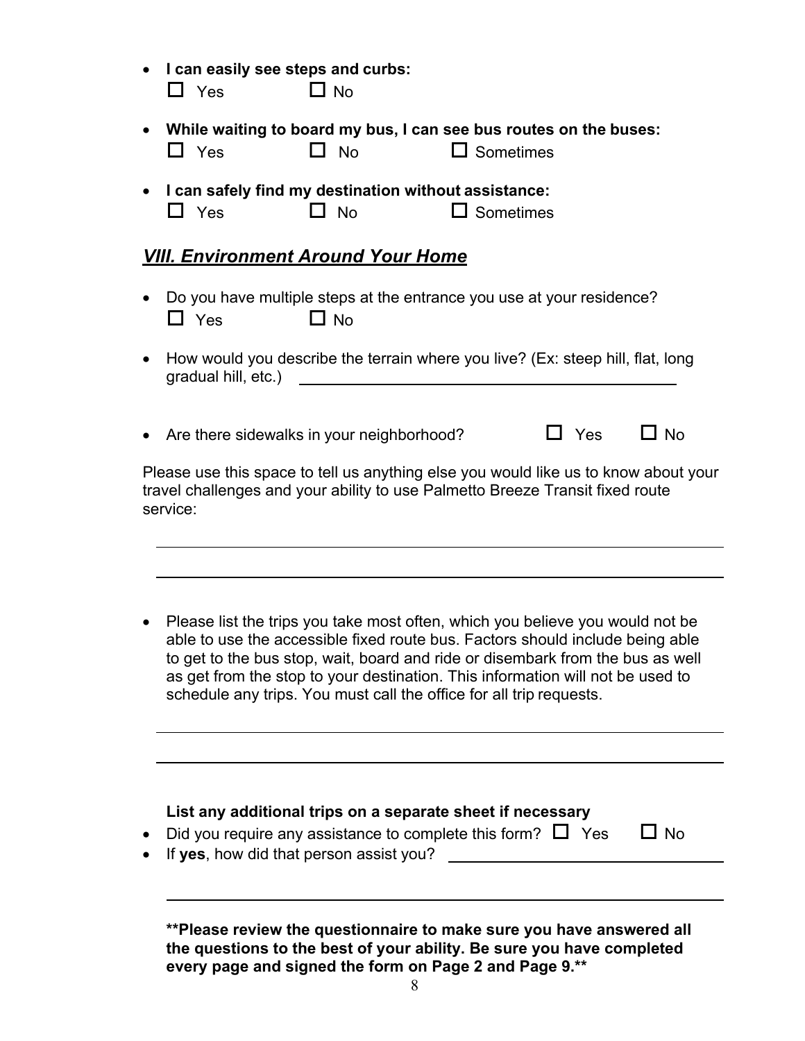- **I can easily see steps and curbs:**
  ☐ Yes ☐ No

- **While waiting to board my bus, I can see bus routes on the buses:**
  ☐ Yes ☐ No ☐ Sometimes

- **I can safely find my destination without assistance:**
  ☐ Yes ☐ No ☐ Sometimes

## *VIII. Environment Around Your Home*

- Do you have multiple steps at the entrance you use at your residence?
  ☐ Yes ☐ No

- How would you describe the terrain where you live? (Ex: steep hill, flat, long gradual hill, etc.) ______________________________

- Are there sidewalks in your neighborhood? ☐ Yes ☐ No

Please use this space to tell us anything else you would like us to know about your travel challenges and your ability to use Palmetto Breeze Transit fixed route service:

______________________________

______________________________

- Please list the trips you take most often, which you believe you would not be able to use the accessible fixed route bus. Factors should include being able to get to the bus stop, wait, board and ride or disembark from the bus as well as get from the stop to your destination. This information will not be used to schedule any trips. You must call the office for all trip requests.

______________________________

______________________________

**List any additional trips on a separate sheet if necessary**

- Did you require any assistance to complete this form? ☐ Yes ☐ No
- If **yes**, how did that person assist you? ______________________________

______________________________

**\*\*Please review the questionnaire to make sure you have answered all the questions to the best of your ability. Be sure you have completed every page and signed the form on Page 2 and Page 9.\*\***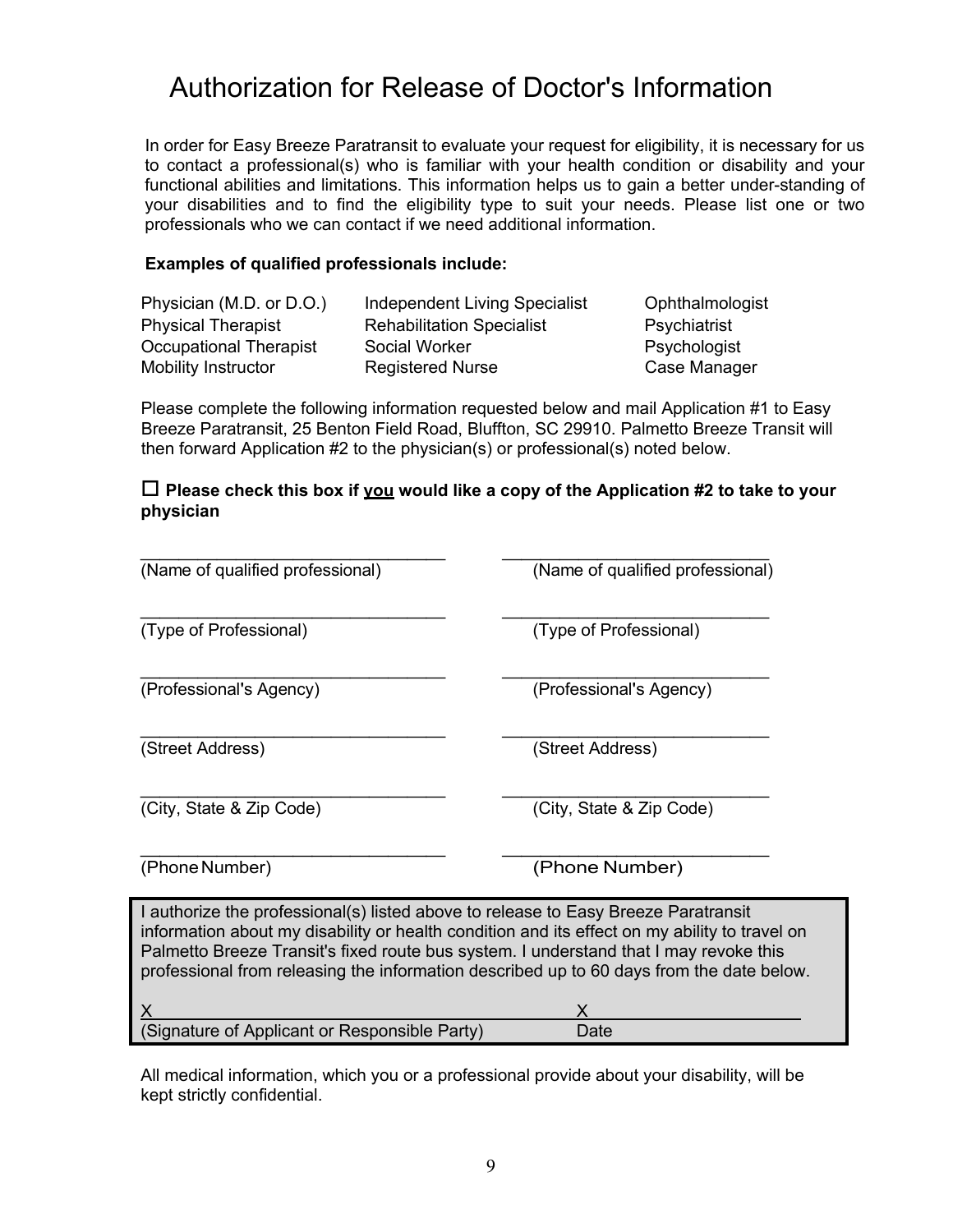# Authorization for Release of Doctor's Information

In order for Easy Breeze Paratransit to evaluate your request for eligibility, it is necessary for us to contact a professional(s) who is familiar with your health condition or disability and your functional abilities and limitations. This information helps us to gain a better under-standing of your disabilities and to find the eligibility type to suit your needs. Please list one or two professionals who we can contact if we need additional information.

**Examples of qualified professionals include:**

| | | |
|---|---|---|
| Physician (M.D. or D.O.) | Independent Living Specialist | Ophthalmologist |
| Physical Therapist | Rehabilitation Specialist | Psychiatrist |
| Occupational Therapist | Social Worker | Psychologist |
| Mobility Instructor | Registered Nurse | Case Manager |

Please complete the following information requested below and mail Application #1 to Easy Breeze Paratransit, 25 Benton Field Road, Bluffton, SC 29910. Palmetto Breeze Transit will then forward Application #2 to the physician(s) or professional(s) noted below.

☐ **Please check this box if <u>you</u> would like a copy of the Application #2 to take to your physician**

| | |
|---|---|
| ______________________________ | ______________________________ |
| (Name of qualified professional) | (Name of qualified professional) |
| ______________________________ | ______________________________ |
| (Type of Professional) | (Type of Professional) |
| ______________________________ | ______________________________ |
| (Professional's Agency) | (Professional's Agency) |
| ______________________________ | ______________________________ |
| (Street Address) | (Street Address) |
| ______________________________ | ______________________________ |
| (City, State & Zip Code) | (City, State & Zip Code) |
| ______________________________ | ______________________________ |
| (Phone Number) | (Phone Number) |

I authorize the professional(s) listed above to release to Easy Breeze Paratransit information about my disability or health condition and its effect on my ability to travel on Palmetto Breeze Transit's fixed route bus system. I understand that I may revoke this professional from releasing the information described up to 60 days from the date below.

X______________________________________ X____________________

(Signature of Applicant or Responsible Party) Date

All medical information, which you or a professional provide about your disability, will be kept strictly confidential.